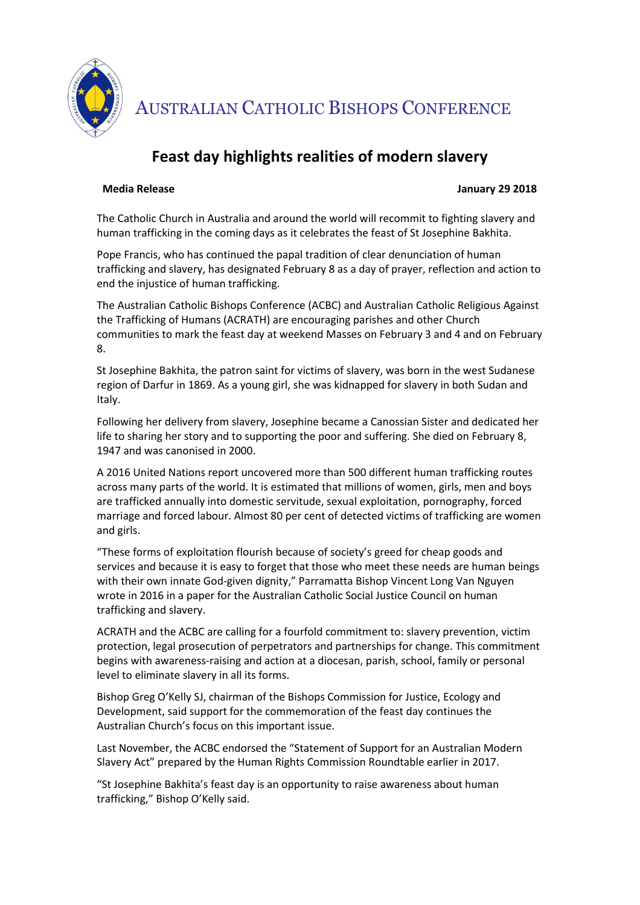AUSTRALIAN CATHOLIC BISHOPS CONFERENCE

# Feast day highlights realities of modern slavery

**Media Release** **January 29 2018**

The Catholic Church in Australia and around the world will recommit to fighting slavery and human trafficking in the coming days as it celebrates the feast of St Josephine Bakhita.

Pope Francis, who has continued the papal tradition of clear denunciation of human trafficking and slavery, has designated February 8 as a day of prayer, reflection and action to end the injustice of human trafficking.

The Australian Catholic Bishops Conference (ACBC) and Australian Catholic Religious Against the Trafficking of Humans (ACRATH) are encouraging parishes and other Church communities to mark the feast day at weekend Masses on February 3 and 4 and on February 8.

St Josephine Bakhita, the patron saint for victims of slavery, was born in the west Sudanese region of Darfur in 1869. As a young girl, she was kidnapped for slavery in both Sudan and Italy.

Following her delivery from slavery, Josephine became a Canossian Sister and dedicated her life to sharing her story and to supporting the poor and suffering. She died on February 8, 1947 and was canonised in 2000.

A 2016 United Nations report uncovered more than 500 different human trafficking routes across many parts of the world. It is estimated that millions of women, girls, men and boys are trafficked annually into domestic servitude, sexual exploitation, pornography, forced marriage and forced labour. Almost 80 per cent of detected victims of trafficking are women and girls.

"These forms of exploitation flourish because of society's greed for cheap goods and services and because it is easy to forget that those who meet these needs are human beings with their own innate God-given dignity," Parramatta Bishop Vincent Long Van Nguyen wrote in 2016 in a paper for the Australian Catholic Social Justice Council on human trafficking and slavery.

ACRATH and the ACBC are calling for a fourfold commitment to: slavery prevention, victim protection, legal prosecution of perpetrators and partnerships for change. This commitment begins with awareness-raising and action at a diocesan, parish, school, family or personal level to eliminate slavery in all its forms.

Bishop Greg O'Kelly SJ, chairman of the Bishops Commission for Justice, Ecology and Development, said support for the commemoration of the feast day continues the Australian Church's focus on this important issue.

Last November, the ACBC endorsed the "Statement of Support for an Australian Modern Slavery Act" prepared by the Human Rights Commission Roundtable earlier in 2017.

"St Josephine Bakhita's feast day is an opportunity to raise awareness about human trafficking," Bishop O'Kelly said.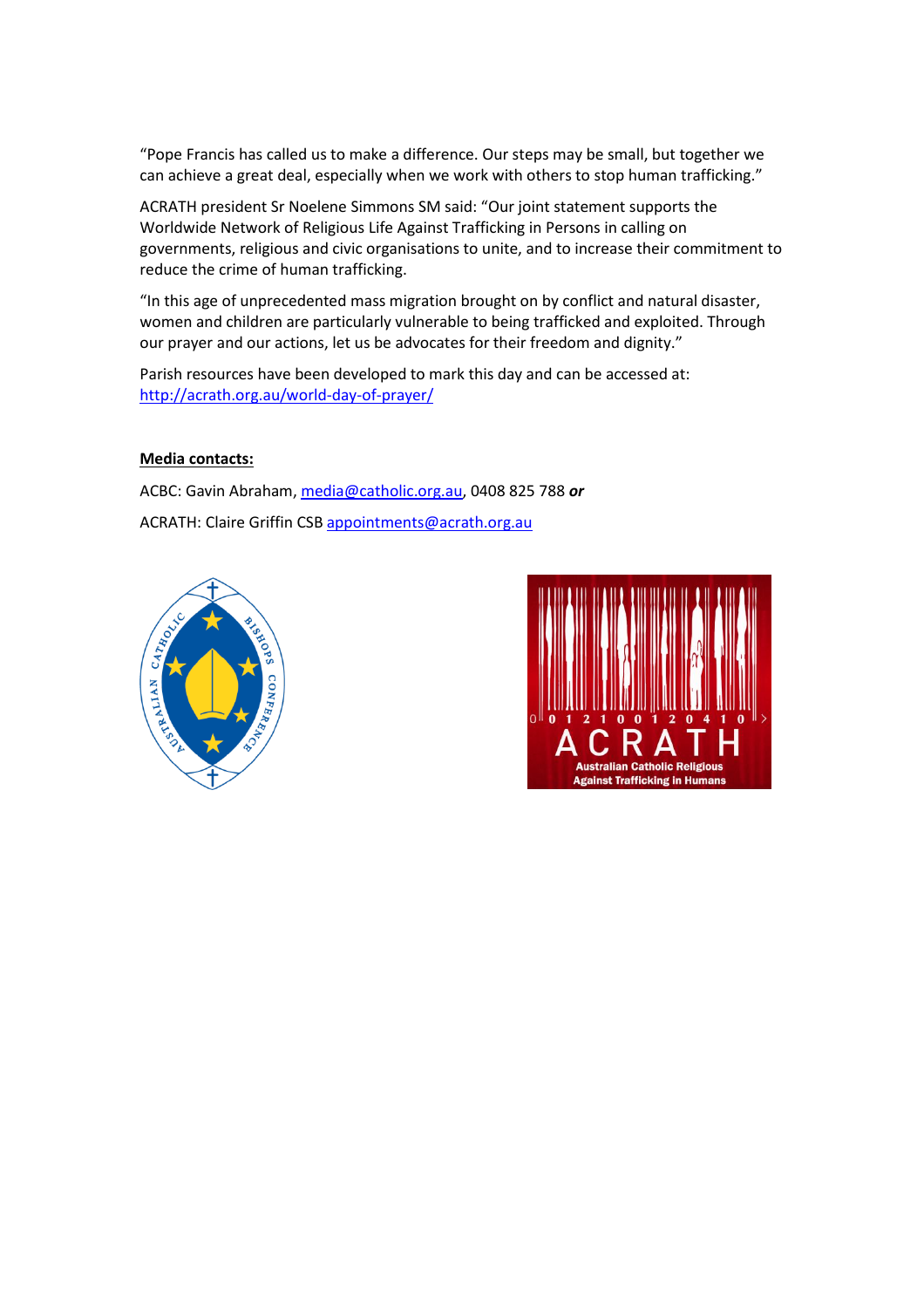"Pope Francis has called us to make a difference. Our steps may be small, but together we can achieve a great deal, especially when we work with others to stop human trafficking."

ACRATH president Sr Noelene Simmons SM said: "Our joint statement supports the Worldwide Network of Religious Life Against Trafficking in Persons in calling on governments, religious and civic organisations to unite, and to increase their commitment to reduce the crime of human trafficking.

"In this age of unprecedented mass migration brought on by conflict and natural disaster, women and children are particularly vulnerable to being trafficked and exploited. Through our prayer and our actions, let us be advocates for their freedom and dignity."

Parish resources have been developed to mark this day and can be accessed at: http://acrath.org.au/world-day-of-prayer/

**Media contacts:**

ACBC: Gavin Abraham, media@catholic.org.au, 0408 825 788 ***or***

ACRATH: Claire Griffin CSB appointments@acrath.org.au